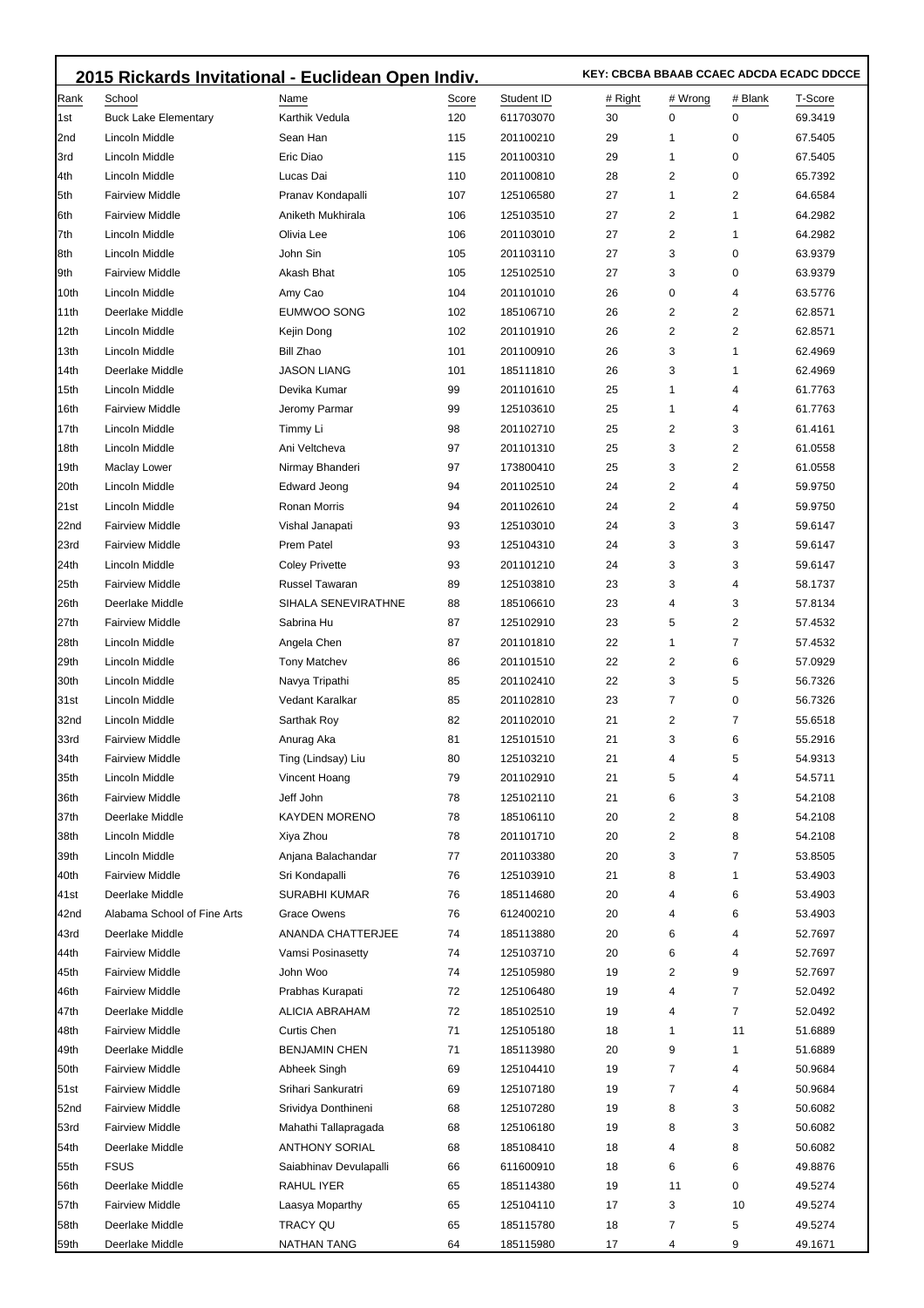## 2015 Rickards Invitational - Euclidean Open Indiv.

**KEY: CBCBA BBAAB CCAEC ADCDA ECADC DDCCE**

| Rank | School | Name | Score | Student ID | # Right | # Wrong | # Blank | T-Score |
|---|---|---|---|---|---|---|---|---|
| 1st | Buck Lake Elementary | Karthik Vedula | 120 | 611703070 | 30 | 0 | 0 | 69.3419 |
| 2nd | Lincoln Middle | Sean Han | 115 | 201100210 | 29 | 1 | 0 | 67.5405 |
| 3rd | Lincoln Middle | Eric Diao | 115 | 201100310 | 29 | 1 | 0 | 67.5405 |
| 4th | Lincoln Middle | Lucas Dai | 110 | 201100810 | 28 | 2 | 0 | 65.7392 |
| 5th | Fairview Middle | Pranav Kondapalli | 107 | 125106580 | 27 | 1 | 2 | 64.6584 |
| 6th | Fairview Middle | Aniketh Mukhirala | 106 | 125103510 | 27 | 2 | 1 | 64.2982 |
| 7th | Lincoln Middle | Olivia Lee | 106 | 201103010 | 27 | 2 | 1 | 64.2982 |
| 8th | Lincoln Middle | John Sin | 105 | 201103110 | 27 | 3 | 0 | 63.9379 |
| 9th | Fairview Middle | Akash Bhat | 105 | 125102510 | 27 | 3 | 0 | 63.9379 |
| 10th | Lincoln Middle | Amy Cao | 104 | 201101010 | 26 | 0 | 4 | 63.5776 |
| 11th | Deerlake Middle | EUMWOO SONG | 102 | 185106710 | 26 | 2 | 2 | 62.8571 |
| 12th | Lincoln Middle | Kejin Dong | 102 | 201101910 | 26 | 2 | 2 | 62.8571 |
| 13th | Lincoln Middle | Bill Zhao | 101 | 201100910 | 26 | 3 | 1 | 62.4969 |
| 14th | Deerlake Middle | JASON LIANG | 101 | 185111810 | 26 | 3 | 1 | 62.4969 |
| 15th | Lincoln Middle | Devika Kumar | 99 | 201101610 | 25 | 1 | 4 | 61.7763 |
| 16th | Fairview Middle | Jeromy Parmar | 99 | 125103610 | 25 | 1 | 4 | 61.7763 |
| 17th | Lincoln Middle | Timmy Li | 98 | 201102710 | 25 | 2 | 3 | 61.4161 |
| 18th | Lincoln Middle | Ani Veltcheva | 97 | 201101310 | 25 | 3 | 2 | 61.0558 |
| 19th | Maclay Lower | Nirmay Bhanderi | 97 | 173800410 | 25 | 3 | 2 | 61.0558 |
| 20th | Lincoln Middle | Edward Jeong | 94 | 201102510 | 24 | 2 | 4 | 59.9750 |
| 21st | Lincoln Middle | Ronan Morris | 94 | 201102610 | 24 | 2 | 4 | 59.9750 |
| 22nd | Fairview Middle | Vishal Janapati | 93 | 125103010 | 24 | 3 | 3 | 59.6147 |
| 23rd | Fairview Middle | Prem Patel | 93 | 125104310 | 24 | 3 | 3 | 59.6147 |
| 24th | Lincoln Middle | Coley Privette | 93 | 201101210 | 24 | 3 | 3 | 59.6147 |
| 25th | Fairview Middle | Russel Tawaran | 89 | 125103810 | 23 | 3 | 4 | 58.1737 |
| 26th | Deerlake Middle | SIHALA SENEVIRATHNE | 88 | 185106610 | 23 | 4 | 3 | 57.8134 |
| 27th | Fairview Middle | Sabrina Hu | 87 | 125102910 | 23 | 5 | 2 | 57.4532 |
| 28th | Lincoln Middle | Angela Chen | 87 | 201101810 | 22 | 1 | 7 | 57.4532 |
| 29th | Lincoln Middle | Tony Matchev | 86 | 201101510 | 22 | 2 | 6 | 57.0929 |
| 30th | Lincoln Middle | Navya Tripathi | 85 | 201102410 | 22 | 3 | 5 | 56.7326 |
| 31st | Lincoln Middle | Vedant Karalkar | 85 | 201102810 | 23 | 7 | 0 | 56.7326 |
| 32nd | Lincoln Middle | Sarthak Roy | 82 | 201102010 | 21 | 2 | 7 | 55.6518 |
| 33rd | Fairview Middle | Anurag Aka | 81 | 125101510 | 21 | 3 | 6 | 55.2916 |
| 34th | Fairview Middle | Ting (Lindsay) Liu | 80 | 125103210 | 21 | 4 | 5 | 54.9313 |
| 35th | Lincoln Middle | Vincent Hoang | 79 | 201102910 | 21 | 5 | 4 | 54.5711 |
| 36th | Fairview Middle | Jeff John | 78 | 125102110 | 21 | 6 | 3 | 54.2108 |
| 37th | Deerlake Middle | KAYDEN MORENO | 78 | 185106110 | 20 | 2 | 8 | 54.2108 |
| 38th | Lincoln Middle | Xiya Zhou | 78 | 201101710 | 20 | 2 | 8 | 54.2108 |
| 39th | Lincoln Middle | Anjana Balachandar | 77 | 201103380 | 20 | 3 | 7 | 53.8505 |
| 40th | Fairview Middle | Sri Kondapalli | 76 | 125103910 | 21 | 8 | 1 | 53.4903 |
| 41st | Deerlake Middle | SURABHI KUMAR | 76 | 185114680 | 20 | 4 | 6 | 53.4903 |
| 42nd | Alabama School of Fine Arts | Grace Owens | 76 | 612400210 | 20 | 4 | 6 | 53.4903 |
| 43rd | Deerlake Middle | ANANDA CHATTERJEE | 74 | 185113880 | 20 | 6 | 4 | 52.7697 |
| 44th | Fairview Middle | Vamsi Posinasetty | 74 | 125103710 | 20 | 6 | 4 | 52.7697 |
| 45th | Fairview Middle | John Woo | 74 | 125105980 | 19 | 2 | 9 | 52.7697 |
| 46th | Fairview Middle | Prabhas Kurapati | 72 | 125106480 | 19 | 4 | 7 | 52.0492 |
| 47th | Deerlake Middle | ALICIA ABRAHAM | 72 | 185102510 | 19 | 4 | 7 | 52.0492 |
| 48th | Fairview Middle | Curtis Chen | 71 | 125105180 | 18 | 1 | 11 | 51.6889 |
| 49th | Deerlake Middle | BENJAMIN CHEN | 71 | 185113980 | 20 | 9 | 1 | 51.6889 |
| 50th | Fairview Middle | Abheek Singh | 69 | 125104410 | 19 | 7 | 4 | 50.9684 |
| 51st | Fairview Middle | Srihari Sankuratri | 69 | 125107180 | 19 | 7 | 4 | 50.9684 |
| 52nd | Fairview Middle | Srividya Donthineni | 68 | 125107280 | 19 | 8 | 3 | 50.6082 |
| 53rd | Fairview Middle | Mahathi Tallapragada | 68 | 125106180 | 19 | 8 | 3 | 50.6082 |
| 54th | Deerlake Middle | ANTHONY SORIAL | 68 | 185108410 | 18 | 4 | 8 | 50.6082 |
| 55th | FSUS | Saiabhinav Devulapalli | 66 | 611600910 | 18 | 6 | 6 | 49.8876 |
| 56th | Deerlake Middle | RAHUL IYER | 65 | 185114380 | 19 | 11 | 0 | 49.5274 |
| 57th | Fairview Middle | Laasya Moparthy | 65 | 125104110 | 17 | 3 | 10 | 49.5274 |
| 58th | Deerlake Middle | TRACY QU | 65 | 185115780 | 18 | 7 | 5 | 49.5274 |
| 59th | Deerlake Middle | NATHAN TANG | 64 | 185115980 | 17 | 4 | 9 | 49.1671 |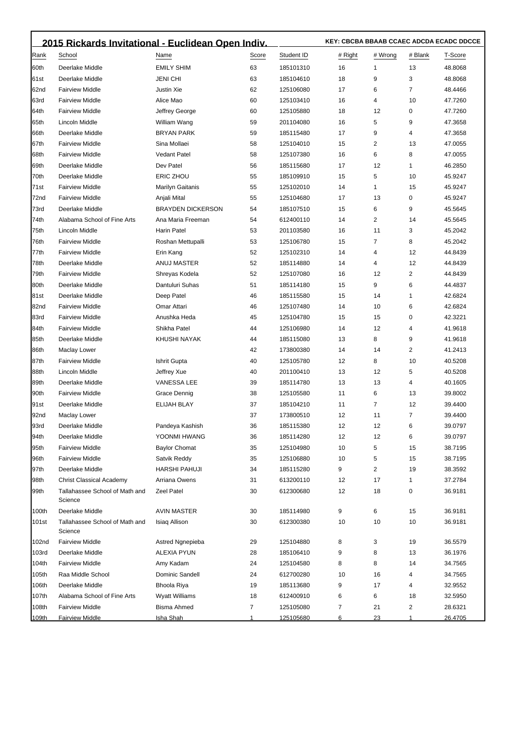## 2015 Rickards Invitational - Euclidean Open Indiv.

**KEY: CBCBA BBAAB CCAEC ADCDA ECADC DDCCE**

| Rank | School | Name | Score | Student ID | # Right | # Wrong | # Blank | T-Score |
|---|---|---|---|---|---|---|---|---|
| 60th | Deerlake Middle | EMILY SHIM | 63 | 185101310 | 16 | 1 | 13 | 48.8068 |
| 61st | Deerlake Middle | JENI CHI | 63 | 185104610 | 18 | 9 | 3 | 48.8068 |
| 62nd | Fairview Middle | Justin Xie | 62 | 125106080 | 17 | 6 | 7 | 48.4466 |
| 63rd | Fairview Middle | Alice Mao | 60 | 125103410 | 16 | 4 | 10 | 47.7260 |
| 64th | Fairview Middle | Jeffrey George | 60 | 125105880 | 18 | 12 | 0 | 47.7260 |
| 65th | Lincoln Middle | William Wang | 59 | 201104080 | 16 | 5 | 9 | 47.3658 |
| 66th | Deerlake Middle | BRYAN PARK | 59 | 185115480 | 17 | 9 | 4 | 47.3658 |
| 67th | Fairview Middle | Sina Mollaei | 58 | 125104010 | 15 | 2 | 13 | 47.0055 |
| 68th | Fairview Middle | Vedant Patel | 58 | 125107380 | 16 | 6 | 8 | 47.0055 |
| 69th | Deerlake Middle | Dev Patel | 56 | 185115680 | 17 | 12 | 1 | 46.2850 |
| 70th | Deerlake Middle | ERIC ZHOU | 55 | 185109910 | 15 | 5 | 10 | 45.9247 |
| 71st | Fairview Middle | Marilyn Gaitanis | 55 | 125102010 | 14 | 1 | 15 | 45.9247 |
| 72nd | Fairview Middle | Anjali Mital | 55 | 125104680 | 17 | 13 | 0 | 45.9247 |
| 73rd | Deerlake Middle | BRAYDEN DICKERSON | 54 | 185107510 | 15 | 6 | 9 | 45.5645 |
| 74th | Alabama School of Fine Arts | Ana Maria Freeman | 54 | 612400110 | 14 | 2 | 14 | 45.5645 |
| 75th | Lincoln Middle | Harin Patel | 53 | 201103580 | 16 | 11 | 3 | 45.2042 |
| 76th | Fairview Middle | Roshan Mettupalli | 53 | 125106780 | 15 | 7 | 8 | 45.2042 |
| 77th | Fairview Middle | Erin Kang | 52 | 125102310 | 14 | 4 | 12 | 44.8439 |
| 78th | Deerlake Middle | ANUJ MASTER | 52 | 185114880 | 14 | 4 | 12 | 44.8439 |
| 79th | Fairview Middle | Shreyas Kodela | 52 | 125107080 | 16 | 12 | 2 | 44.8439 |
| 80th | Deerlake Middle | Dantuluri Suhas | 51 | 185114180 | 15 | 9 | 6 | 44.4837 |
| 81st | Deerlake Middle | Deep Patel | 46 | 185115580 | 15 | 14 | 1 | 42.6824 |
| 82nd | Fairview Middle | Omar Attari | 46 | 125107480 | 14 | 10 | 6 | 42.6824 |
| 83rd | Fairview Middle | Anushka Heda | 45 | 125104780 | 15 | 15 | 0 | 42.3221 |
| 84th | Fairview Middle | Shikha Patel | 44 | 125106980 | 14 | 12 | 4 | 41.9618 |
| 85th | Deerlake Middle | KHUSHI NAYAK | 44 | 185115080 | 13 | 8 | 9 | 41.9618 |
| 86th | Maclay Lower | | 42 | 173800380 | 14 | 14 | 2 | 41.2413 |
| 87th | Fairview Middle | Ishrit Gupta | 40 | 125105780 | 12 | 8 | 10 | 40.5208 |
| 88th | Lincoln Middle | Jeffrey Xue | 40 | 201100410 | 13 | 12 | 5 | 40.5208 |
| 89th | Deerlake Middle | VANESSA LEE | 39 | 185114780 | 13 | 13 | 4 | 40.1605 |
| 90th | Fairview Middle | Grace Dennig | 38 | 125105580 | 11 | 6 | 13 | 39.8002 |
| 91st | Deerlake Middle | ELIJAH BLAY | 37 | 185104210 | 11 | 7 | 12 | 39.4400 |
| 92nd | Maclay Lower | | 37 | 173800510 | 12 | 11 | 7 | 39.4400 |
| 93rd | Deerlake Middle | Pandeya Kashish | 36 | 185115380 | 12 | 12 | 6 | 39.0797 |
| 94th | Deerlake Middle | YOONMI HWANG | 36 | 185114280 | 12 | 12 | 6 | 39.0797 |
| 95th | Fairview Middle | Baylor Chomat | 35 | 125104980 | 10 | 5 | 15 | 38.7195 |
| 96th | Fairview Middle | Satvik Reddy | 35 | 125106880 | 10 | 5 | 15 | 38.7195 |
| 97th | Deerlake Middle | HARSHI PAHUJI | 34 | 185115280 | 9 | 2 | 19 | 38.3592 |
| 98th | Christ Classical Academy | Arriana Owens | 31 | 613200110 | 12 | 17 | 1 | 37.2784 |
| 99th | Tallahassee School of Math and Science | Zeel Patel | 30 | 612300680 | 12 | 18 | 0 | 36.9181 |
| 100th | Deerlake Middle | AVIN MASTER | 30 | 185114980 | 9 | 6 | 15 | 36.9181 |
| 101st | Tallahassee School of Math and Science | Isiaq Allison | 30 | 612300380 | 10 | 10 | 10 | 36.9181 |
| 102nd | Fairview Middle | Astred Ngnepieba | 29 | 125104880 | 8 | 3 | 19 | 36.5579 |
| 103rd | Deerlake Middle | ALEXIA PYUN | 28 | 185106410 | 9 | 8 | 13 | 36.1976 |
| 104th | Fairview Middle | Amy Kadam | 24 | 125104580 | 8 | 8 | 14 | 34.7565 |
| 105th | Raa Middle School | Dominic Sandell | 24 | 612700280 | 10 | 16 | 4 | 34.7565 |
| 106th | Deerlake Middle | Bhoola Riya | 19 | 185113680 | 9 | 17 | 4 | 32.9552 |
| 107th | Alabama School of Fine Arts | Wyatt Williams | 18 | 612400910 | 6 | 6 | 18 | 32.5950 |
| 108th | Fairview Middle | Bisma Ahmed | 7 | 125105080 | 7 | 21 | 2 | 28.6321 |
| 109th | Fairview Middle | Isha Shah | 1 | 125105680 | 6 | 23 | 1 | 26.4705 |